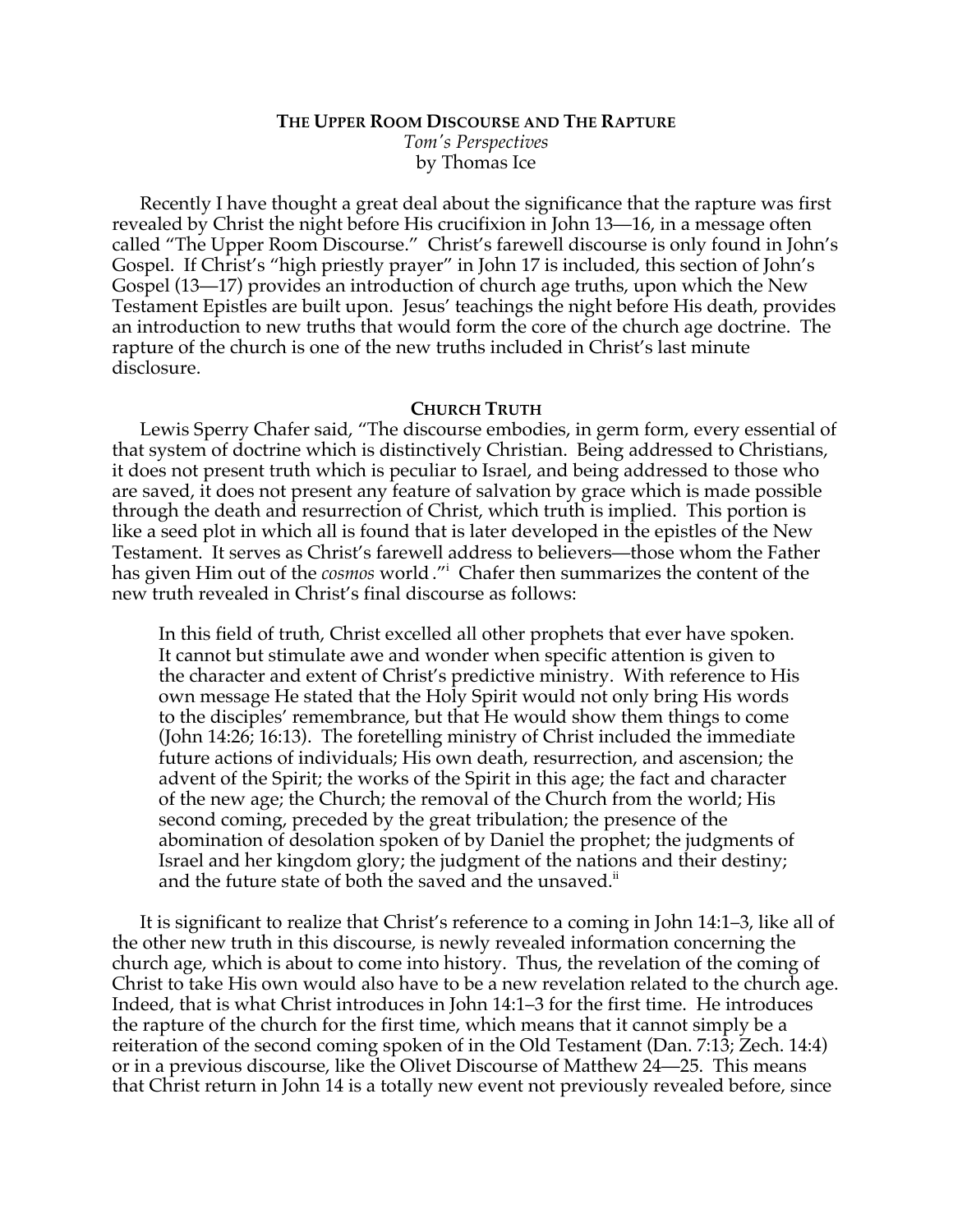# THE UPPER ROOM DISCOURSE AND THE RAPTURE

*Tom's Perspectives*
by Thomas Ice

Recently I have thought a great deal about the significance that the rapture was first revealed by Christ the night before His crucifixion in John 13—16, in a message often called "The Upper Room Discourse." Christ's farewell discourse is only found in John's Gospel. If Christ's "high priestly prayer" in John 17 is included, this section of John's Gospel (13—17) provides an introduction of church age truths, upon which the New Testament Epistles are built upon. Jesus' teachings the night before His death, provides an introduction to new truths that would form the core of the church age doctrine. The rapture of the church is one of the new truths included in Christ's last minute disclosure.

## CHURCH TRUTH

Lewis Sperry Chafer said, "The discourse embodies, in germ form, every essential of that system of doctrine which is distinctively Christian. Being addressed to Christians, it does not present truth which is peculiar to Israel, and being addressed to those who are saved, it does not present any feature of salvation by grace which is made possible through the death and resurrection of Christ, which truth is implied. This portion is like a seed plot in which all is found that is later developed in the epistles of the New Testament. It serves as Christ's farewell address to believers—those whom the Father has given Him out of the *cosmos* world."[i] Chafer then summarizes the content of the new truth revealed in Christ's final discourse as follows:

> In this field of truth, Christ excelled all other prophets that ever have spoken. It cannot but stimulate awe and wonder when specific attention is given to the character and extent of Christ's predictive ministry. With reference to His own message He stated that the Holy Spirit would not only bring His words to the disciples' remembrance, but that He would show them things to come (John 14:26; 16:13). The foretelling ministry of Christ included the immediate future actions of individuals; His own death, resurrection, and ascension; the advent of the Spirit; the works of the Spirit in this age; the fact and character of the new age; the Church; the removal of the Church from the world; His second coming, preceded by the great tribulation; the presence of the abomination of desolation spoken of by Daniel the prophet; the judgments of Israel and her kingdom glory; the judgment of the nations and their destiny; and the future state of both the saved and the unsaved.[ii]

It is significant to realize that Christ's reference to a coming in John 14:1–3, like all of the other new truth in this discourse, is newly revealed information concerning the church age, which is about to come into history. Thus, the revelation of the coming of Christ to take His own would also have to be a new revelation related to the church age. Indeed, that is what Christ introduces in John 14:1–3 for the first time. He introduces the rapture of the church for the first time, which means that it cannot simply be a reiteration of the second coming spoken of in the Old Testament (Dan. 7:13; Zech. 14:4) or in a previous discourse, like the Olivet Discourse of Matthew 24—25. This means that Christ return in John 14 is a totally new event not previously revealed before, since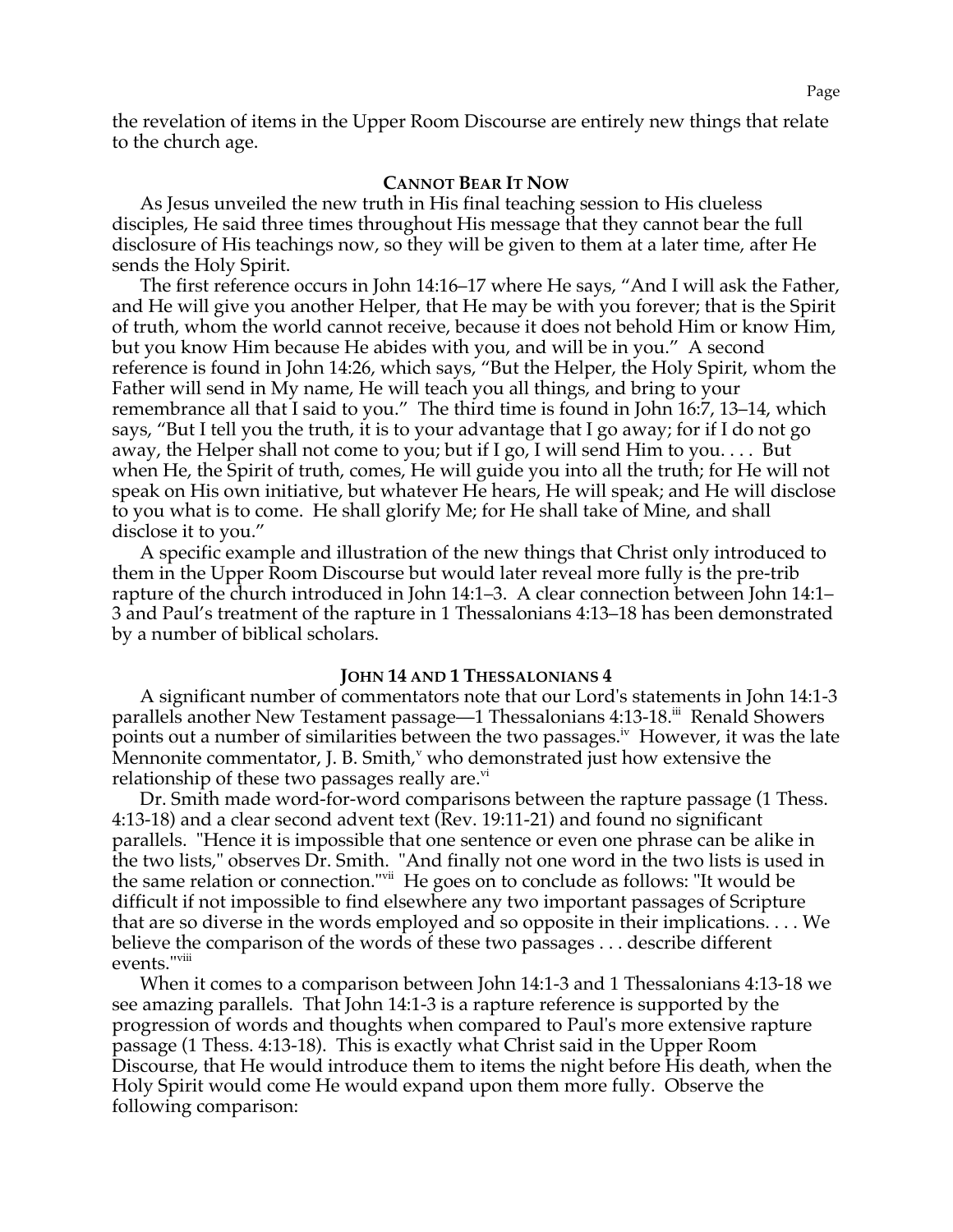the revelation of items in the Upper Room Discourse are entirely new things that relate to the church age.

### Cannot Bear It Now

As Jesus unveiled the new truth in His final teaching session to His clueless disciples, He said three times throughout His message that they cannot bear the full disclosure of His teachings now, so they will be given to them at a later time, after He sends the Holy Spirit.

The first reference occurs in John 14:16–17 where He says, "And I will ask the Father, and He will give you another Helper, that He may be with you forever; that is the Spirit of truth, whom the world cannot receive, because it does not behold Him or know Him, but you know Him because He abides with you, and will be in you." A second reference is found in John 14:26, which says, "But the Helper, the Holy Spirit, whom the Father will send in My name, He will teach you all things, and bring to your remembrance all that I said to you." The third time is found in John 16:7, 13–14, which says, "But I tell you the truth, it is to your advantage that I go away; for if I do not go away, the Helper shall not come to you; but if I go, I will send Him to you. . . . But when He, the Spirit of truth, comes, He will guide you into all the truth; for He will not speak on His own initiative, but whatever He hears, He will speak; and He will disclose to you what is to come. He shall glorify Me; for He shall take of Mine, and shall disclose it to you."

A specific example and illustration of the new things that Christ only introduced to them in the Upper Room Discourse but would later reveal more fully is the pre-trib rapture of the church introduced in John 14:1–3. A clear connection between John 14:1–3 and Paul's treatment of the rapture in 1 Thessalonians 4:13–18 has been demonstrated by a number of biblical scholars.

### John 14 and 1 Thessalonians 4

A significant number of commentators note that our Lord's statements in John 14:1-3 parallels another New Testament passage—1 Thessalonians 4:13-18.[iii] Renald Showers points out a number of similarities between the two passages.[iv] However, it was the late Mennonite commentator, J. B. Smith,[v] who demonstrated just how extensive the relationship of these two passages really are.[vi]

Dr. Smith made word-for-word comparisons between the rapture passage (1 Thess. 4:13-18) and a clear second advent text (Rev. 19:11-21) and found no significant parallels. "Hence it is impossible that one sentence or even one phrase can be alike in the two lists," observes Dr. Smith. "And finally not one word in the two lists is used in the same relation or connection."[vii] He goes on to conclude as follows: "It would be difficult if not impossible to find elsewhere any two important passages of Scripture that are so diverse in the words employed and so opposite in their implications. . . . We believe the comparison of the words of these two passages . . . describe different events."[viii]

When it comes to a comparison between John 14:1-3 and 1 Thessalonians 4:13-18 we see amazing parallels. That John 14:1-3 is a rapture reference is supported by the progression of words and thoughts when compared to Paul's more extensive rapture passage (1 Thess. 4:13-18). This is exactly what Christ said in the Upper Room Discourse, that He would introduce them to items the night before His death, when the Holy Spirit would come He would expand upon them more fully. Observe the following comparison: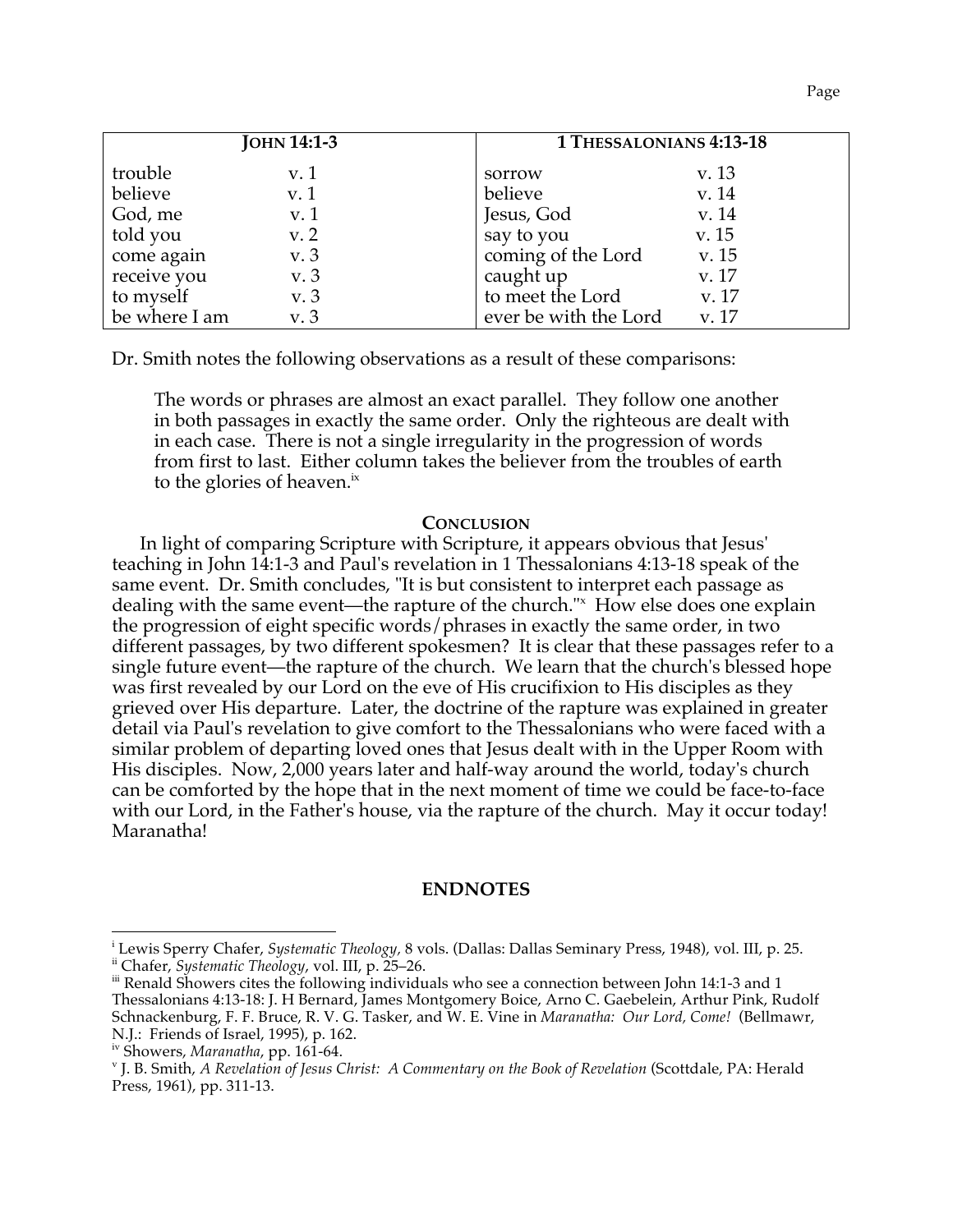| **JOHN 14:1-3** | | **1 THESSALONIANS 4:13-18** | |
|---|---|---|---|
| trouble | v. 1 | sorrow | v. 13 |
| believe | v. 1 | believe | v. 14 |
| God, me | v. 1 | Jesus, God | v. 14 |
| told you | v. 2 | say to you | v. 15 |
| come again | v. 3 | coming of the Lord | v. 15 |
| receive you | v. 3 | caught up | v. 17 |
| to myself | v. 3 | to meet the Lord | v. 17 |
| be where I am | v. 3 | ever be with the Lord | v. 17 |

Dr. Smith notes the following observations as a result of these comparisons:

> The words or phrases are almost an exact parallel. They follow one another in both passages in exactly the same order. Only the righteous are dealt with in each case. There is not a single irregularity in the progression of words from first to last. Either column takes the believer from the troubles of earth to the glories of heaven.[ix]

### CONCLUSION

In light of comparing Scripture with Scripture, it appears obvious that Jesus' teaching in John 14:1-3 and Paul's revelation in 1 Thessalonians 4:13-18 speak of the same event. Dr. Smith concludes, "It is but consistent to interpret each passage as dealing with the same event—the rapture of the church."[x] How else does one explain the progression of eight specific words/phrases in exactly the same order, in two different passages, by two different spokesmen? It is clear that these passages refer to a single future event—the rapture of the church. We learn that the church's blessed hope was first revealed by our Lord on the eve of His crucifixion to His disciples as they grieved over His departure. Later, the doctrine of the rapture was explained in greater detail via Paul's revelation to give comfort to the Thessalonians who were faced with a similar problem of departing loved ones that Jesus dealt with in the Upper Room with His disciples. Now, 2,000 years later and half-way around the world, today's church can be comforted by the hope that in the next moment of time we could be face-to-face with our Lord, in the Father's house, via the rapture of the church. May it occur today! Maranatha!

### ENDNOTES

[i] Lewis Sperry Chafer, *Systematic Theology*, 8 vols. (Dallas: Dallas Seminary Press, 1948), vol. III, p. 25.
[ii] Chafer, *Systematic Theology*, vol. III, p. 25–26.
[iii] Renald Showers cites the following individuals who see a connection between John 14:1-3 and 1 Thessalonians 4:13-18: J. H Bernard, James Montgomery Boice, Arno C. Gaebelein, Arthur Pink, Rudolf Schnackenburg, F. F. Bruce, R. V. G. Tasker, and W. E. Vine in *Maranatha: Our Lord, Come!* (Bellmawr, N.J.: Friends of Israel, 1995), p. 162.
[iv] Showers, *Maranatha*, pp. 161-64.
[v] J. B. Smith, *A Revelation of Jesus Christ: A Commentary on the Book of Revelation* (Scottdale, PA: Herald Press, 1961), pp. 311-13.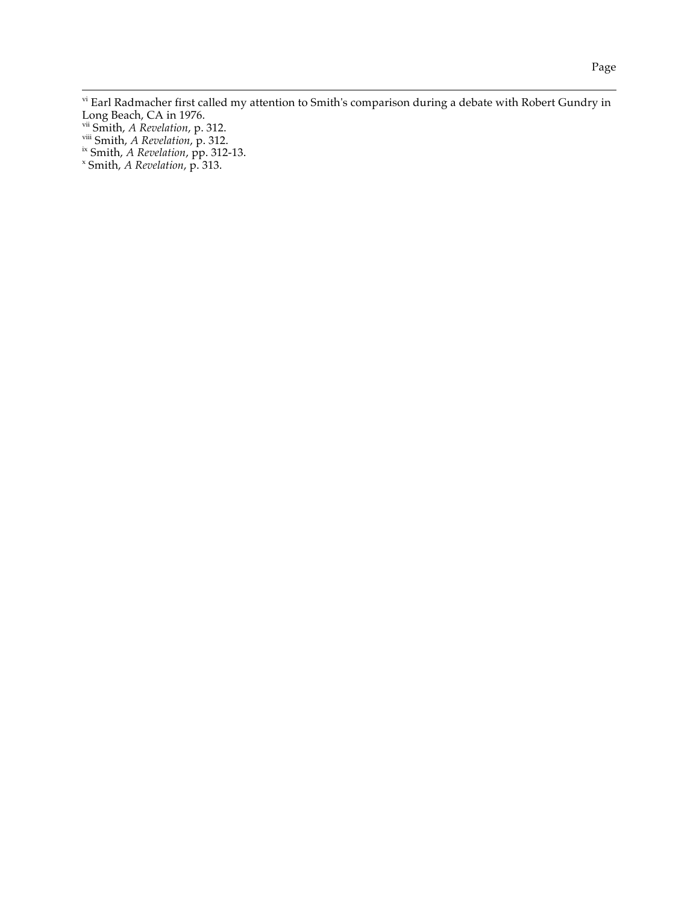[vi] Earl Radmacher first called my attention to Smith's comparison during a debate with Robert Gundry in Long Beach, CA in 1976.

[vii] Smith, *A Revelation*, p. 312.

[viii] Smith, *A Revelation*, p. 312.

[ix] Smith, *A Revelation*, pp. 312-13.

[x] Smith, *A Revelation*, p. 313.